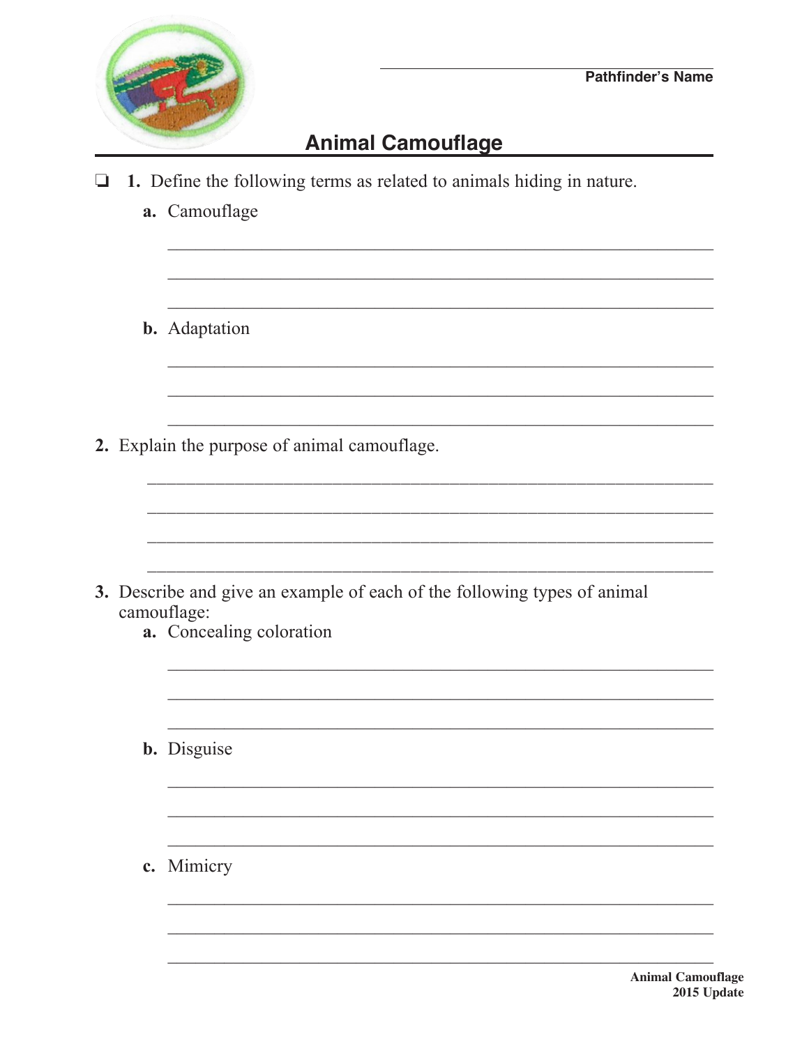Pathfinder's Name

# Animal Camouflage

❏ **1.** Define the following terms as related to animals hiding in nature.

**a.** Camouflage

______________________________________________________________

______________________________________________________________

______________________________________________________________

**b.** Adaptation

______________________________________________________________

______________________________________________________________

______________________________________________________________

**2.** Explain the purpose of animal camouflage.

______________________________________________________________

______________________________________________________________

______________________________________________________________

______________________________________________________________

**3.** Describe and give an example of each of the following types of animal camouflage:

**a.** Concealing coloration

______________________________________________________________

______________________________________________________________

______________________________________________________________

**b.** Disguise

______________________________________________________________

______________________________________________________________

______________________________________________________________

**c.** Mimicry

______________________________________________________________

______________________________________________________________

______________________________________________________________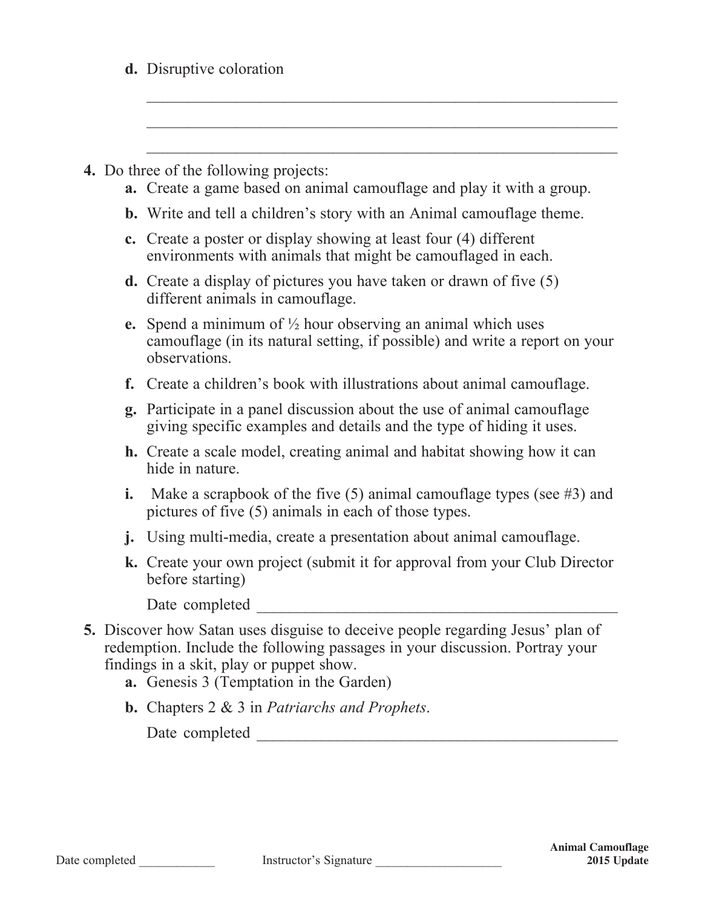d. Disruptive coloration

_______________________________________________________________

_______________________________________________________________

_______________________________________________________________

4. Do three of the following projects:
   - **a.** Create a game based on animal camouflage and play it with a group.
   - **b.** Write and tell a children's story with an Animal camouflage theme.
   - **c.** Create a poster or display showing at least four (4) different environments with animals that might be camouflaged in each.
   - **d.** Create a display of pictures you have taken or drawn of five (5) different animals in camouflage.
   - **e.** Spend a minimum of ½ hour observing an animal which uses camouflage (in its natural setting, if possible) and write a report on your observations.
   - **f.** Create a children's book with illustrations about animal camouflage.
   - **g.** Participate in a panel discussion about the use of animal camouflage giving specific examples and details and the type of hiding it uses.
   - **h.** Create a scale model, creating animal and habitat showing how it can hide in nature.
   - **i.** Make a scrapbook of the five (5) animal camouflage types (see #3) and pictures of five (5) animals in each of those types.
   - **j.** Using multi-media, create a presentation about animal camouflage.
   - **k.** Create your own project (submit it for approval from your Club Director before starting)

   Date completed _______________________________________________

5. Discover how Satan uses disguise to deceive people regarding Jesus' plan of redemption. Include the following passages in your discussion. Portray your findings in a skit, play or puppet show.
   - **a.** Genesis 3 (Temptation in the Garden)
   - **b.** Chapters 2 & 3 in *Patriarchs and Prophets*.

   Date completed _______________________________________________

Date completed ____________ Instructor's Signature ____________________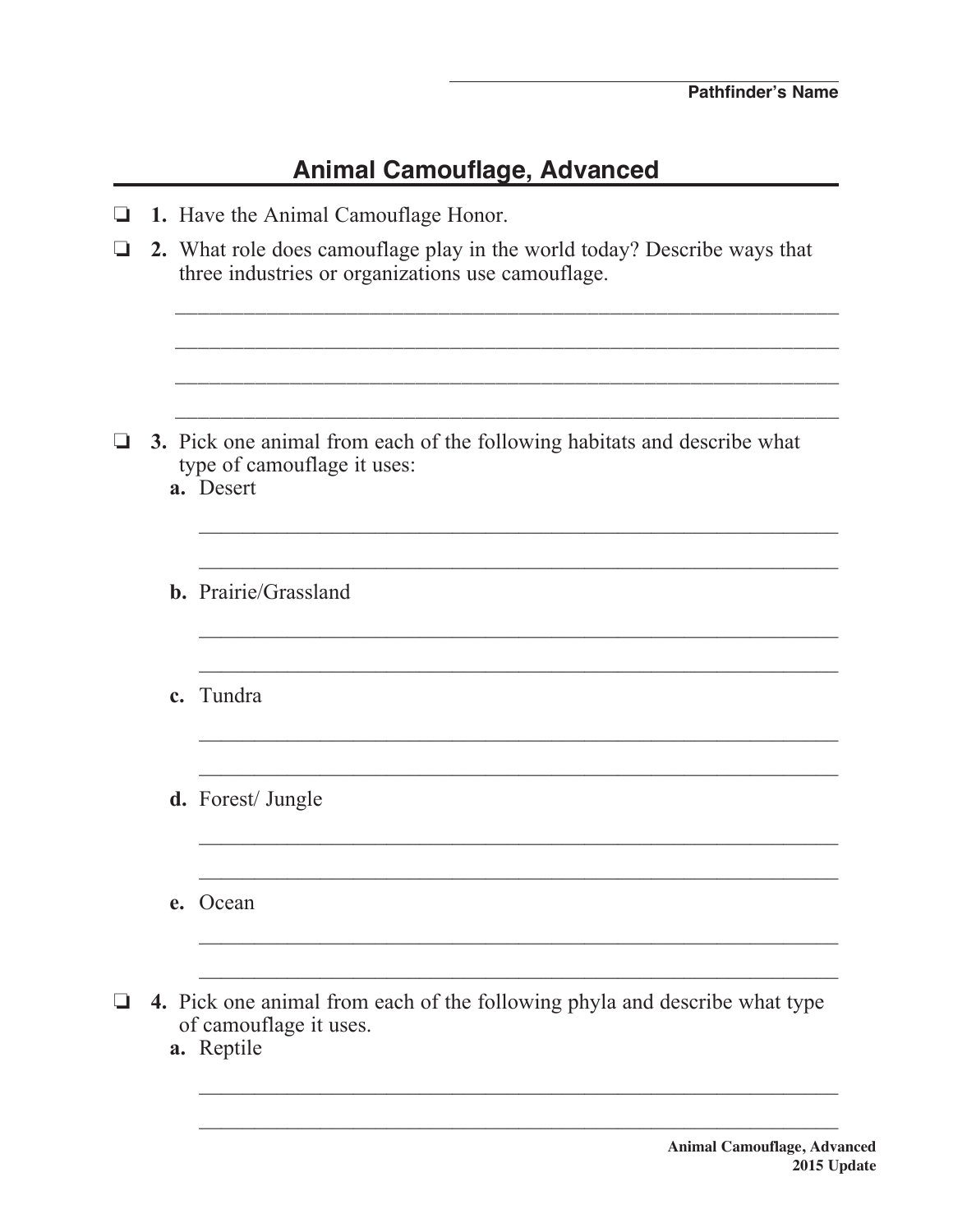Pathfinder's Name

# Animal Camouflage, Advanced

- ❏ **1.** Have the Animal Camouflage Honor.
- ❏ **2.** What role does camouflage play in the world today? Describe ways that three industries or organizations use camouflage.

  ______________________________________________________________

  ______________________________________________________________

  ______________________________________________________________

  ______________________________________________________________

- ❏ **3.** Pick one animal from each of the following habitats and describe what type of camouflage it uses:

  **a.** Desert

  ______________________________________________________________

  ______________________________________________________________

  **b.** Prairie/Grassland

  ______________________________________________________________

  ______________________________________________________________

  **c.** Tundra

  ______________________________________________________________

  ______________________________________________________________

  **d.** Forest/ Jungle

  ______________________________________________________________

  ______________________________________________________________

  **e.** Ocean

  ______________________________________________________________

  ______________________________________________________________

- ❏ **4.** Pick one animal from each of the following phyla and describe what type of camouflage it uses.

  **a.** Reptile

  ______________________________________________________________

  ______________________________________________________________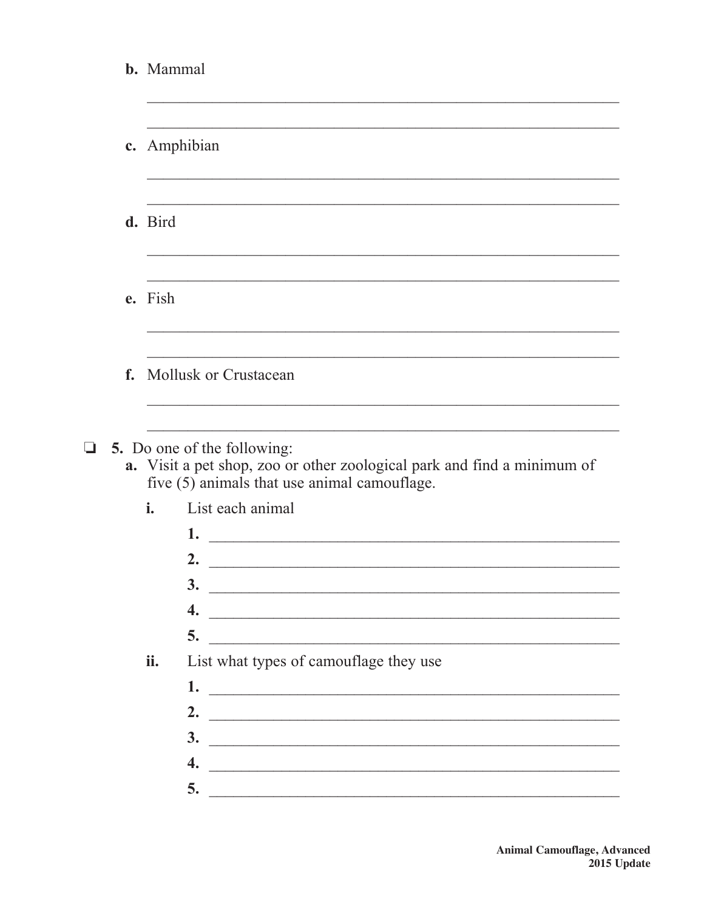**b.** Mammal

______________________________________________________________

______________________________________________________________

**c.** Amphibian

______________________________________________________________

______________________________________________________________

**d.** Bird

______________________________________________________________

______________________________________________________________

**e.** Fish

______________________________________________________________

______________________________________________________________

**f.** Mollusk or Crustacean

______________________________________________________________

______________________________________________________________

❏ **5.** Do one of the following:

**a.** Visit a pet shop, zoo or other zoological park and find a minimum of five (5) animals that use animal camouflage.

**i.** List each animal

**1.** ______________________________________________________

**2.** ______________________________________________________

**3.** ______________________________________________________

**4.** ______________________________________________________

**5.** ______________________________________________________

**ii.** List what types of camouflage they use

**1.** ______________________________________________________

**2.** ______________________________________________________

**3.** ______________________________________________________

**4.** ______________________________________________________

**5.** ______________________________________________________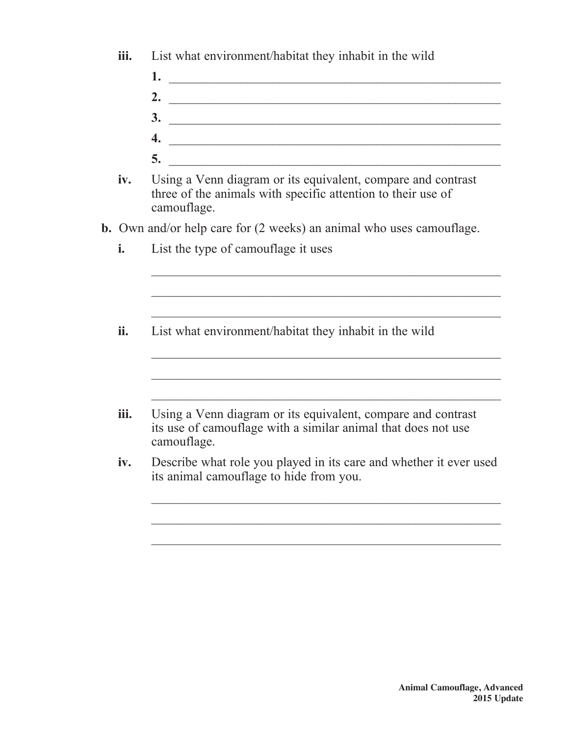iii. List what environment/habitat they inhabit in the wild

1. ______________________________________________
2. ______________________________________________
3. ______________________________________________
4. ______________________________________________
5. ______________________________________________

iv. Using a Venn diagram or its equivalent, compare and contrast three of the animals with specific attention to their use of camouflage.

**b.** Own and/or help care for (2 weeks) an animal who uses camouflage.

**i.** List the type of camouflage it uses

______________________________________________

______________________________________________

______________________________________________

**ii.** List what environment/habitat they inhabit in the wild

______________________________________________

______________________________________________

______________________________________________

**iii.** Using a Venn diagram or its equivalent, compare and contrast its use of camouflage with a similar animal that does not use camouflage.

**iv.** Describe what role you played in its care and whether it ever used its animal camouflage to hide from you.

______________________________________________

______________________________________________

______________________________________________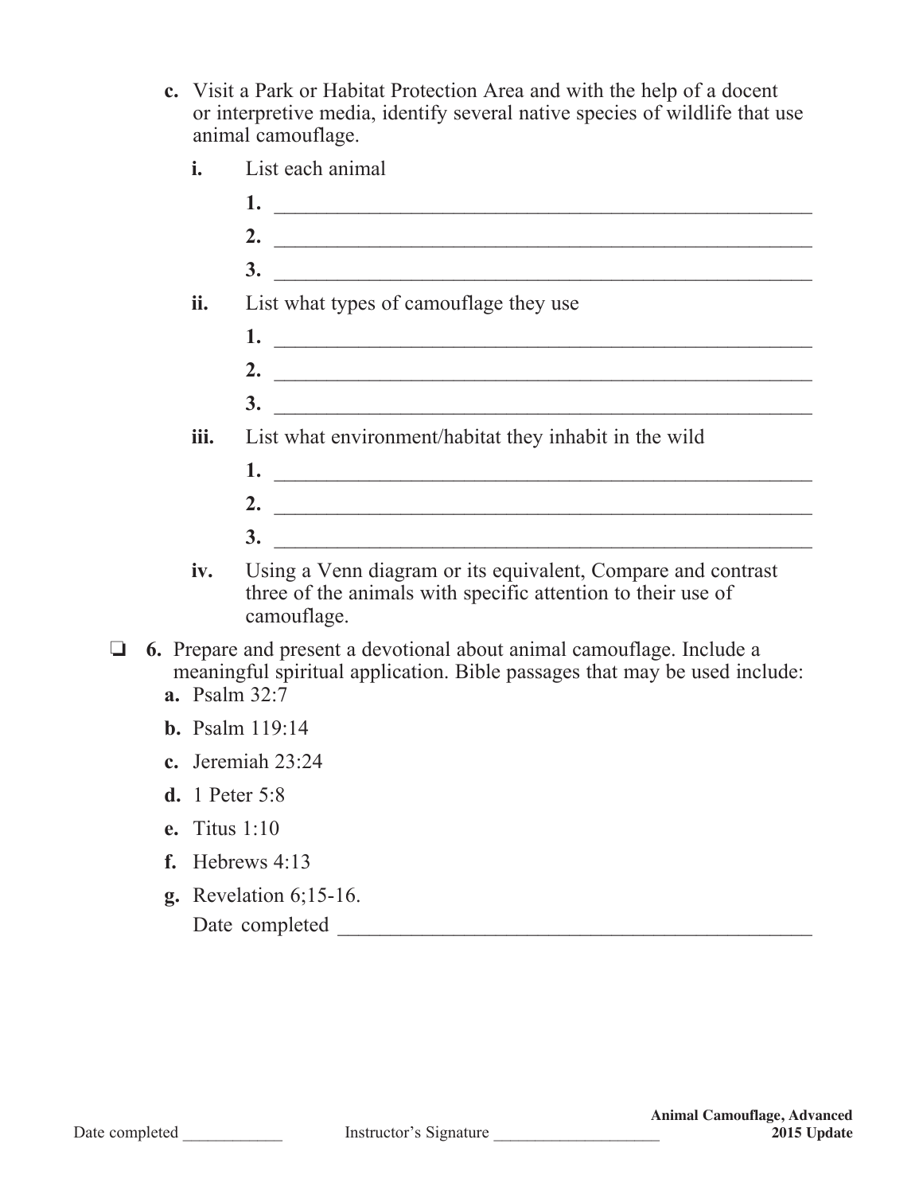c. Visit a Park or Habitat Protection Area and with the help of a docent or interpretive media, identify several native species of wildlife that use animal camouflage.

   i. List each animal

      1. ______________________________________________________

      2. ______________________________________________________

      3. ______________________________________________________

   ii. List what types of camouflage they use

      1. ______________________________________________________

      2. ______________________________________________________

      3. ______________________________________________________

   iii. List what environment/habitat they inhabit in the wild

      1. ______________________________________________________

      2. ______________________________________________________

      3. ______________________________________________________

   iv. Using a Venn diagram or its equivalent, Compare and contrast three of the animals with specific attention to their use of camouflage.

❏ **6.** Prepare and present a devotional about animal camouflage. Include a meaningful spiritual application. Bible passages that may be used include:

   **a.** Psalm 32:7

   **b.** Psalm 119:14

   **c.** Jeremiah 23:24

   **d.** 1 Peter 5:8

   **e.** Titus 1:10

   **f.** Hebrews 4:13

   **g.** Revelation 6;15-16.

   Date completed ____________________________________________

Date completed ____________ Instructor's Signature ____________________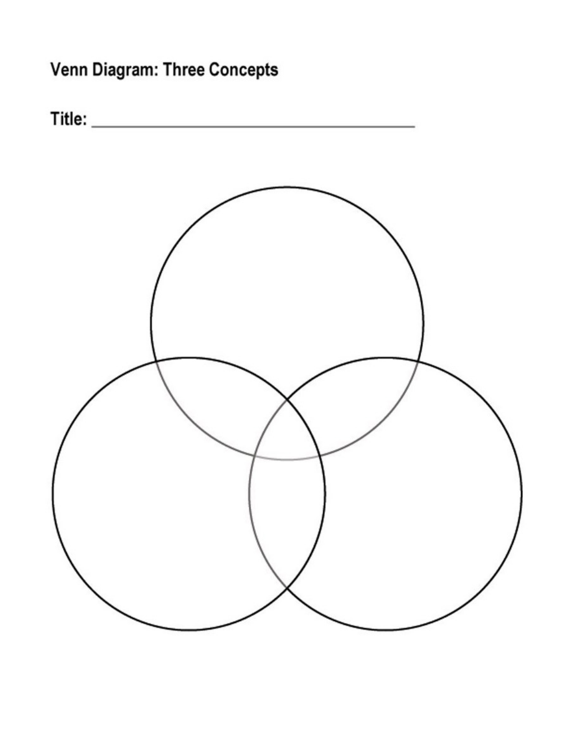**Venn Diagram: Three Concepts**

**Title:** ________________________________________